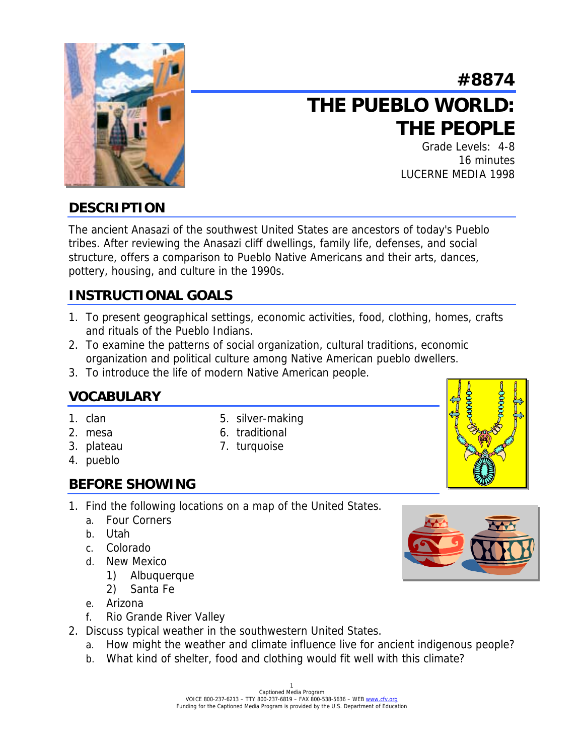# #8874

# THE PUEBLO WORLD: THE PEOPLE

Grade Levels: 4-8
16 minutes
LUCERNE MEDIA 1998

## DESCRIPTION

The ancient Anasazi of the southwest United States are ancestors of today's Pueblo tribes. After reviewing the Anasazi cliff dwellings, family life, defenses, and social structure, offers a comparison to Pueblo Native Americans and their arts, dances, pottery, housing, and culture in the 1990s.

## INSTRUCTIONAL GOALS

1. To present geographical settings, economic activities, food, clothing, homes, crafts and rituals of the Pueblo Indians.
2. To examine the patterns of social organization, cultural traditions, economic organization and political culture among Native American pueblo dwellers.
3. To introduce the life of modern Native American people.

## VOCABULARY

1. clan
2. mesa
3. plateau
4. pueblo
5. silver-making
6. traditional
7. turquoise

## BEFORE SHOWING

1. Find the following locations on a map of the United States.
   a. Four Corners
   b. Utah
   c. Colorado
   d. New Mexico
      1) Albuquerque
      2) Santa Fe
   e. Arizona
   f. Rio Grande River Valley
2. Discuss typical weather in the southwestern United States.
   a. How might the weather and climate influence live for ancient indigenous people?
   b. What kind of shelter, food and clothing would fit well with this climate?

Captioned Media Program
VOICE 800-237-6213 – TTY 800-237-6819 – FAX 800-538-5636 – WEB www.cfv.org
Funding for the Captioned Media Program is provided by the U.S. Department of Education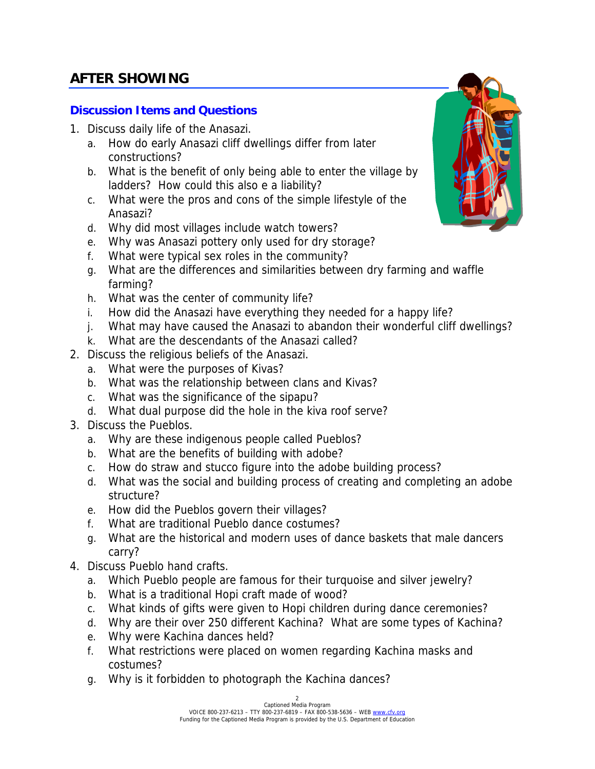## AFTER SHOWING

### Discussion Items and Questions

1. Discuss daily life of the Anasazi.
   a. How do early Anasazi cliff dwellings differ from later constructions?
   b. What is the benefit of only being able to enter the village by ladders? How could this also e a liability?
   c. What were the pros and cons of the simple lifestyle of the Anasazi?
   d. Why did most villages include watch towers?
   e. Why was Anasazi pottery only used for dry storage?
   f. What were typical sex roles in the community?
   g. What are the differences and similarities between dry farming and waffle farming?
   h. What was the center of community life?
   i. How did the Anasazi have everything they needed for a happy life?
   j. What may have caused the Anasazi to abandon their wonderful cliff dwellings?
   k. What are the descendants of the Anasazi called?
2. Discuss the religious beliefs of the Anasazi.
   a. What were the purposes of Kivas?
   b. What was the relationship between clans and Kivas?
   c. What was the significance of the sipapu?
   d. What dual purpose did the hole in the kiva roof serve?
3. Discuss the Pueblos.
   a. Why are these indigenous people called Pueblos?
   b. What are the benefits of building with adobe?
   c. How do straw and stucco figure into the adobe building process?
   d. What was the social and building process of creating and completing an adobe structure?
   e. How did the Pueblos govern their villages?
   f. What are traditional Pueblo dance costumes?
   g. What are the historical and modern uses of dance baskets that male dancers carry?
4. Discuss Pueblo hand crafts.
   a. Which Pueblo people are famous for their turquoise and silver jewelry?
   b. What is a traditional Hopi craft made of wood?
   c. What kinds of gifts were given to Hopi children during dance ceremonies?
   d. Why are their over 250 different Kachina? What are some types of Kachina?
   e. Why were Kachina dances held?
   f. What restrictions were placed on women regarding Kachina masks and costumes?
   g. Why is it forbidden to photograph the Kachina dances?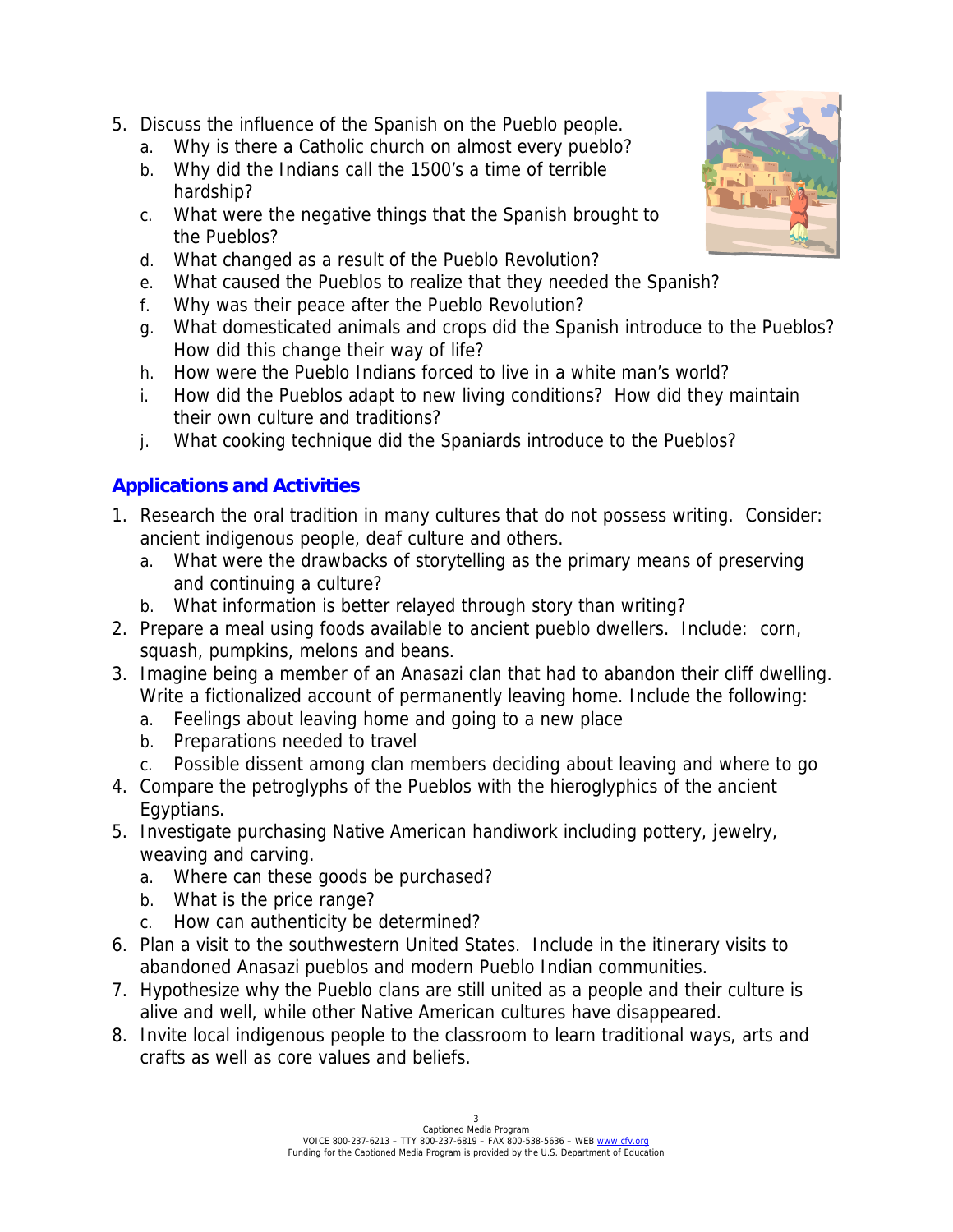5. Discuss the influence of the Spanish on the Pueblo people.
   a. Why is there a Catholic church on almost every pueblo?
   b. Why did the Indians call the 1500's a time of terrible hardship?
   c. What were the negative things that the Spanish brought to the Pueblos?
   d. What changed as a result of the Pueblo Revolution?
   e. What caused the Pueblos to realize that they needed the Spanish?
   f. Why was their peace after the Pueblo Revolution?
   g. What domesticated animals and crops did the Spanish introduce to the Pueblos? How did this change their way of life?
   h. How were the Pueblo Indians forced to live in a white man's world?
   i. How did the Pueblos adapt to new living conditions? How did they maintain their own culture and traditions?
   j. What cooking technique did the Spaniards introduce to the Pueblos?

## Applications and Activities

1. Research the oral tradition in many cultures that do not possess writing. Consider: ancient indigenous people, deaf culture and others.
   a. What were the drawbacks of storytelling as the primary means of preserving and continuing a culture?
   b. What information is better relayed through story than writing?
2. Prepare a meal using foods available to ancient pueblo dwellers. Include: corn, squash, pumpkins, melons and beans.
3. Imagine being a member of an Anasazi clan that had to abandon their cliff dwelling. Write a fictionalized account of permanently leaving home. Include the following:
   a. Feelings about leaving home and going to a new place
   b. Preparations needed to travel
   c. Possible dissent among clan members deciding about leaving and where to go
4. Compare the petroglyphs of the Pueblos with the hieroglyphics of the ancient Egyptians.
5. Investigate purchasing Native American handiwork including pottery, jewelry, weaving and carving.
   a. Where can these goods be purchased?
   b. What is the price range?
   c. How can authenticity be determined?
6. Plan a visit to the southwestern United States. Include in the itinerary visits to abandoned Anasazi pueblos and modern Pueblo Indian communities.
7. Hypothesize why the Pueblo clans are still united as a people and their culture is alive and well, while other Native American cultures have disappeared.
8. Invite local indigenous people to the classroom to learn traditional ways, arts and crafts as well as core values and beliefs.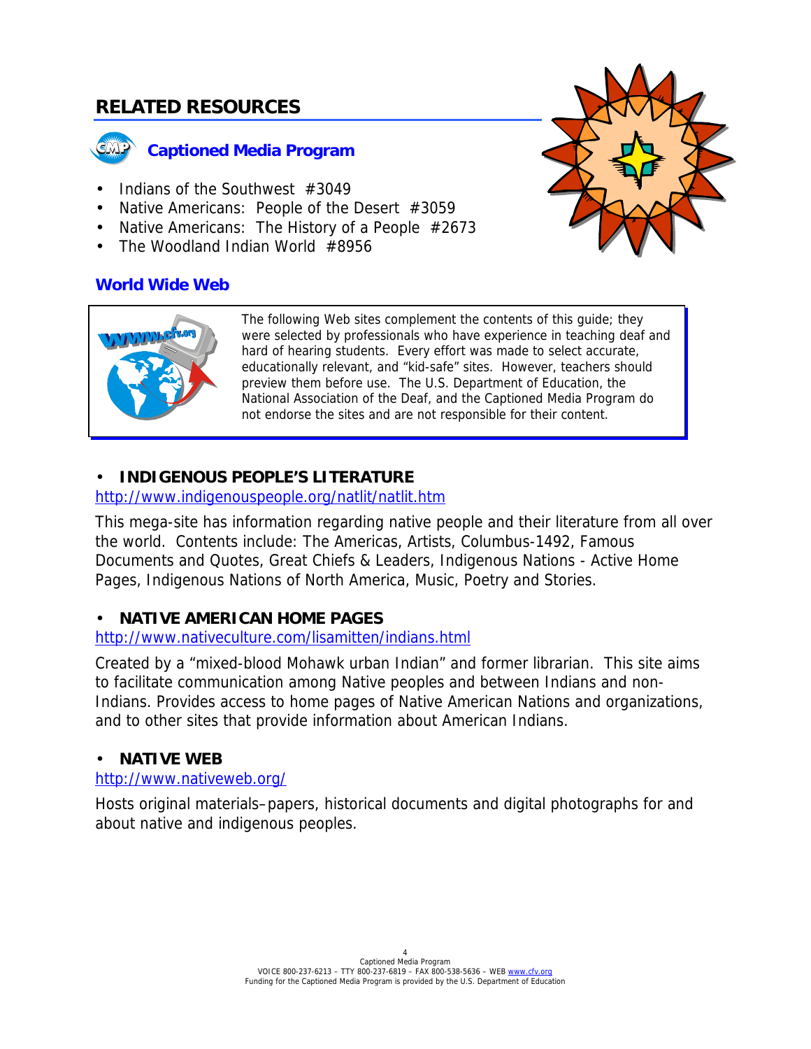## RELATED RESOURCES

### Captioned Media Program

- Indians of the Southwest #3049
- Native Americans: People of the Desert #3059
- Native Americans: The History of a People #2673
- The Woodland Indian World #8956

### World Wide Web

The following Web sites complement the contents of this guide; they were selected by professionals who have experience in teaching deaf and hard of hearing students. Every effort was made to select accurate, educationally relevant, and "kid-safe" sites. However, teachers should preview them before use. The U.S. Department of Education, the National Association of the Deaf, and the Captioned Media Program do not endorse the sites and are not responsible for their content.

- **INDIGENOUS PEOPLE'S LITERATURE**

http://www.indigenouspeople.org/natlit/natlit.htm

This mega-site has information regarding native people and their literature from all over the world. Contents include: The Americas, Artists, Columbus-1492, Famous Documents and Quotes, Great Chiefs & Leaders, Indigenous Nations - Active Home Pages, Indigenous Nations of North America, Music, Poetry and Stories.

- **NATIVE AMERICAN HOME PAGES**

http://www.nativeculture.com/lisamitten/indians.html

Created by a "mixed-blood Mohawk urban Indian" and former librarian. This site aims to facilitate communication among Native peoples and between Indians and non-Indians. Provides access to home pages of Native American Nations and organizations, and to other sites that provide information about American Indians.

- **NATIVE WEB**

http://www.nativeweb.org/

Hosts original materials–papers, historical documents and digital photographs for and about native and indigenous peoples.